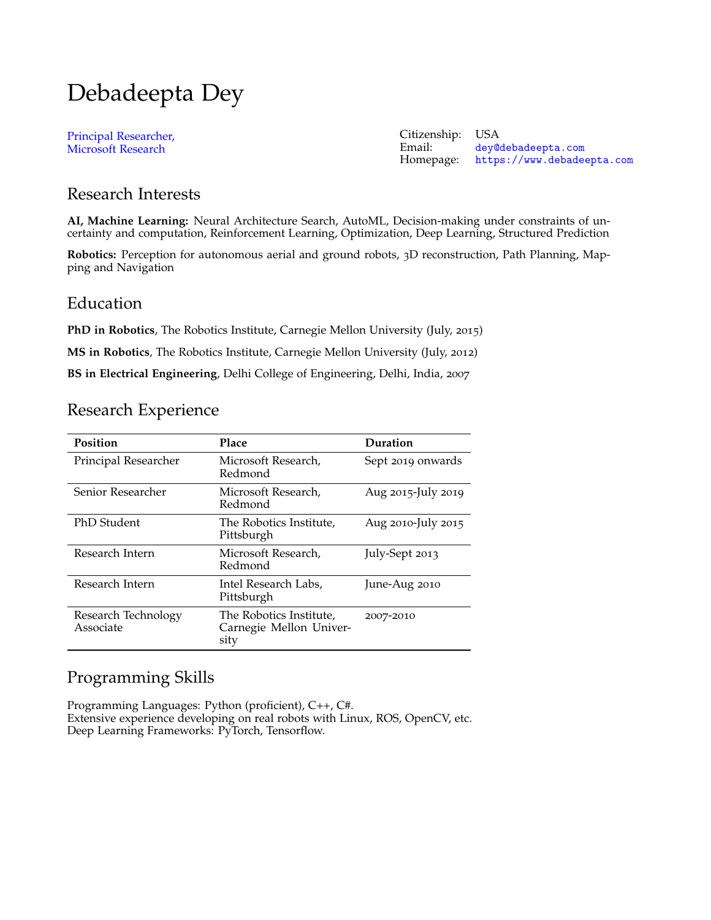# Debadeepta Dey

Principal Researcher,
Microsoft Research

Citizenship: USA
Email: dey@debadeepta.com
Homepage: https://www.debadeepta.com

## Research Interests

**AI, Machine Learning:** Neural Architecture Search, AutoML, Decision-making under constraints of uncertainty and computation, Reinforcement Learning, Optimization, Deep Learning, Structured Prediction

**Robotics:** Perception for autonomous aerial and ground robots, 3D reconstruction, Path Planning, Mapping and Navigation

## Education

**PhD in Robotics**, The Robotics Institute, Carnegie Mellon University (July, 2015)

**MS in Robotics**, The Robotics Institute, Carnegie Mellon University (July, 2012)

**BS in Electrical Engineering**, Delhi College of Engineering, Delhi, India, 2007

## Research Experience

| Position | Place | Duration |
|---|---|---|
| Principal Researcher | Microsoft Research, Redmond | Sept 2019 onwards |
| Senior Researcher | Microsoft Research, Redmond | Aug 2015-July 2019 |
| PhD Student | The Robotics Institute, Pittsburgh | Aug 2010-July 2015 |
| Research Intern | Microsoft Research, Redmond | July-Sept 2013 |
| Research Intern | Intel Research Labs, Pittsburgh | June-Aug 2010 |
| Research Technology Associate | The Robotics Institute, Carnegie Mellon University | 2007-2010 |

## Programming Skills

Programming Languages: Python (proficient), C++, C#.
Extensive experience developing on real robots with Linux, ROS, OpenCV, etc.
Deep Learning Frameworks: PyTorch, Tensorflow.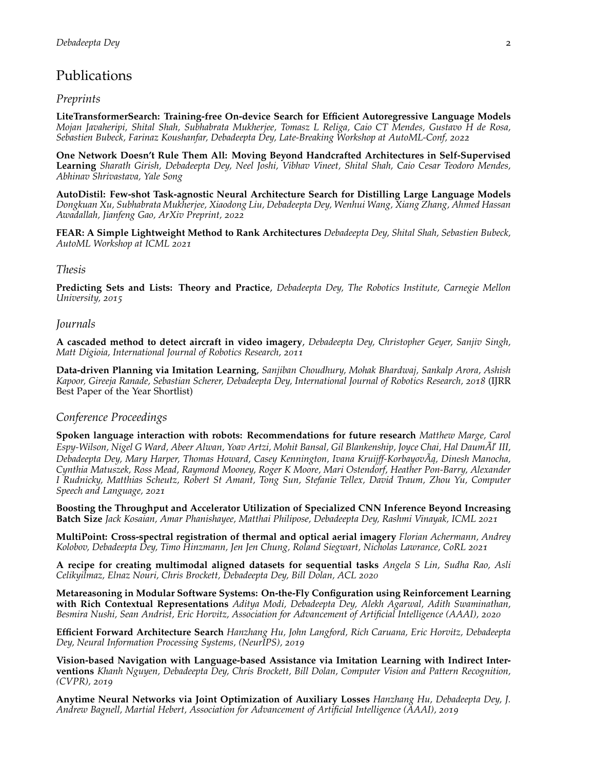# Publications

## Preprints

**LiteTransformerSearch: Training-free On-device Search for Efficient Autoregressive Language Models** *Mojan Javaheripi, Shital Shah, Subhabrata Mukherjee, Tomasz L Religa, Caio CT Mendes, Gustavo H de Rosa, Sebastien Bubeck, Farinaz Koushanfar, Debadeepta Dey, Late-Breaking Workshop at AutoML-Conf, 2022*

**One Network Doesn't Rule Them All: Moving Beyond Handcrafted Architectures in Self-Supervised Learning** *Sharath Girish, Debadeepta Dey, Neel Joshi, Vibhav Vineet, Shital Shah, Caio Cesar Teodoro Mendes, Abhinav Shrivastava, Yale Song*

**AutoDistil: Few-shot Task-agnostic Neural Architecture Search for Distilling Large Language Models** *Dongkuan Xu, Subhabrata Mukherjee, Xiaodong Liu, Debadeepta Dey, Wenhui Wang, Xiang Zhang, Ahmed Hassan Awadallah, Jianfeng Gao, ArXiv Preprint, 2022*

**FEAR: A Simple Lightweight Method to Rank Architectures** *Debadeepta Dey, Shital Shah, Sebastien Bubeck, AutoML Workshop at ICML 2021*

## Thesis

**Predicting Sets and Lists: Theory and Practice**, *Debadeepta Dey, The Robotics Institute, Carnegie Mellon University, 2015*

## Journals

**A cascaded method to detect aircraft in video imagery**, *Debadeepta Dey, Christopher Geyer, Sanjiv Singh, Matt Digioia, International Journal of Robotics Research, 2011*

**Data-driven Planning via Imitation Learning**, *Sanjiban Choudhury, Mohak Bhardwaj, Sankalp Arora, Ashish Kapoor, Gireeja Ranade, Sebastian Scherer, Debadeepta Dey, International Journal of Robotics Research, 2018* (IJRR Best Paper of the Year Shortlist)

## Conference Proceedings

**Spoken language interaction with robots: Recommendations for future research** *Matthew Marge, Carol Espy-Wilson, Nigel G Ward, Abeer Alwan, Yoav Artzi, Mohit Bansal, Gil Blankenship, Joyce Chai, Hal DaumÃľ III, Debadeepta Dey, Mary Harper, Thomas Howard, Casey Kennington, Ivana Kruijff-KorbayovÃą, Dinesh Manocha, Cynthia Matuszek, Ross Mead, Raymond Mooney, Roger K Moore, Mari Ostendorf, Heather Pon-Barry, Alexander I Rudnicky, Matthias Scheutz, Robert St Amant, Tong Sun, Stefanie Tellex, David Traum, Zhou Yu, Computer Speech and Language, 2021*

**Boosting the Throughput and Accelerator Utilization of Specialized CNN Inference Beyond Increasing Batch Size** *Jack Kosaian, Amar Phanishayee, Matthai Philipose, Debadeepta Dey, Rashmi Vinayak, ICML 2021*

**MultiPoint: Cross-spectral registration of thermal and optical aerial imagery** *Florian Achermann, Andrey Kolobov, Debadeepta Dey, Timo Hinzmann, Jen Jen Chung, Roland Siegwart, Nicholas Lawrance, CoRL 2021*

**A recipe for creating multimodal aligned datasets for sequential tasks** *Angela S Lin, Sudha Rao, Asli Celikyilmaz, Elnaz Nouri, Chris Brockett, Debadeepta Dey, Bill Dolan, ACL 2020*

**Metareasoning in Modular Software Systems: On-the-Fly Configuration using Reinforcement Learning with Rich Contextual Representations** *Aditya Modi, Debadeepta Dey, Alekh Agarwal, Adith Swaminathan, Besmira Nushi, Sean Andrist, Eric Horvitz, Association for Advancement of Artificial Intelligence (AAAI), 2020*

**Efficient Forward Architecture Search** *Hanzhang Hu, John Langford, Rich Caruana, Eric Horvitz, Debadeepta Dey, Neural Information Processing Systems, (NeurIPS), 2019*

**Vision-based Navigation with Language-based Assistance via Imitation Learning with Indirect Interventions** *Khanh Nguyen, Debadeepta Dey, Chris Brockett, Bill Dolan, Computer Vision and Pattern Recognition, (CVPR), 2019*

**Anytime Neural Networks via Joint Optimization of Auxiliary Losses** *Hanzhang Hu, Debadeepta Dey, J. Andrew Bagnell, Martial Hebert, Association for Advancement of Artificial Intelligence (AAAI), 2019*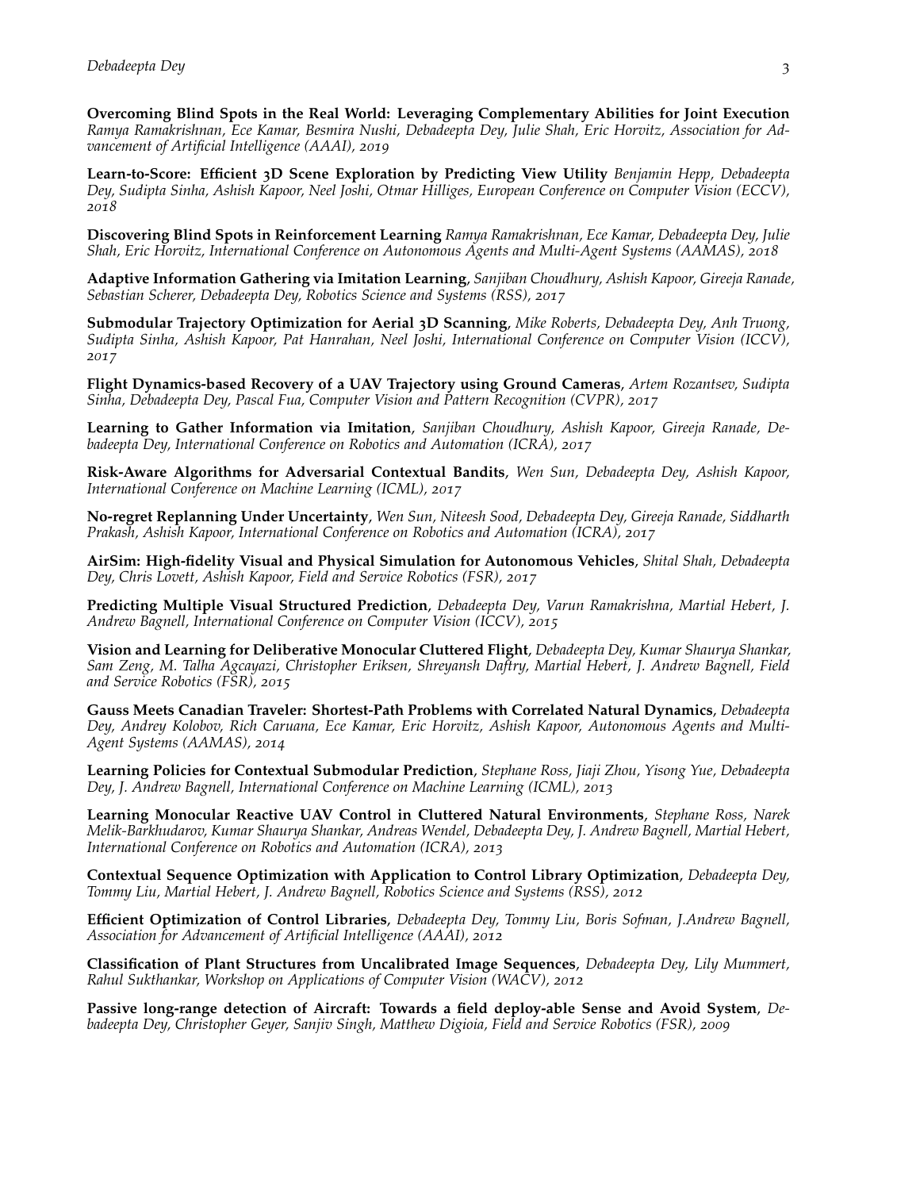**Overcoming Blind Spots in the Real World: Leveraging Complementary Abilities for Joint Execution** *Ramya Ramakrishnan, Ece Kamar, Besmira Nushi, Debadeepta Dey, Julie Shah, Eric Horvitz, Association for Advancement of Artificial Intelligence (AAAI), 2019*

**Learn-to-Score: Efficient 3D Scene Exploration by Predicting View Utility** *Benjamin Hepp, Debadeepta Dey, Sudipta Sinha, Ashish Kapoor, Neel Joshi, Otmar Hilliges, European Conference on Computer Vision (ECCV), 2018*

**Discovering Blind Spots in Reinforcement Learning** *Ramya Ramakrishnan, Ece Kamar, Debadeepta Dey, Julie Shah, Eric Horvitz, International Conference on Autonomous Agents and Multi-Agent Systems (AAMAS), 2018*

**Adaptive Information Gathering via Imitation Learning**, *Sanjiban Choudhury, Ashish Kapoor, Gireeja Ranade, Sebastian Scherer, Debadeepta Dey, Robotics Science and Systems (RSS), 2017*

**Submodular Trajectory Optimization for Aerial 3D Scanning**, *Mike Roberts, Debadeepta Dey, Anh Truong, Sudipta Sinha, Ashish Kapoor, Pat Hanrahan, Neel Joshi, International Conference on Computer Vision (ICCV), 2017*

**Flight Dynamics-based Recovery of a UAV Trajectory using Ground Cameras**, *Artem Rozantsev, Sudipta Sinha, Debadeepta Dey, Pascal Fua, Computer Vision and Pattern Recognition (CVPR), 2017*

**Learning to Gather Information via Imitation**, *Sanjiban Choudhury, Ashish Kapoor, Gireeja Ranade, Debadeepta Dey, International Conference on Robotics and Automation (ICRA), 2017*

**Risk-Aware Algorithms for Adversarial Contextual Bandits**, *Wen Sun, Debadeepta Dey, Ashish Kapoor, International Conference on Machine Learning (ICML), 2017*

**No-regret Replanning Under Uncertainty**, *Wen Sun, Niteesh Sood, Debadeepta Dey, Gireeja Ranade, Siddharth Prakash, Ashish Kapoor, International Conference on Robotics and Automation (ICRA), 2017*

**AirSim: High-fidelity Visual and Physical Simulation for Autonomous Vehicles**, *Shital Shah, Debadeepta Dey, Chris Lovett, Ashish Kapoor, Field and Service Robotics (FSR), 2017*

**Predicting Multiple Visual Structured Prediction**, *Debadeepta Dey, Varun Ramakrishna, Martial Hebert, J. Andrew Bagnell, International Conference on Computer Vision (ICCV), 2015*

**Vision and Learning for Deliberative Monocular Cluttered Flight**, *Debadeepta Dey, Kumar Shaurya Shankar, Sam Zeng, M. Talha Agcayazi, Christopher Eriksen, Shreyansh Daftry, Martial Hebert, J. Andrew Bagnell, Field and Service Robotics (FSR), 2015*

**Gauss Meets Canadian Traveler: Shortest-Path Problems with Correlated Natural Dynamics**, *Debadeepta Dey, Andrey Kolobov, Rich Caruana, Ece Kamar, Eric Horvitz, Ashish Kapoor, Autonomous Agents and Multi-Agent Systems (AAMAS), 2014*

**Learning Policies for Contextual Submodular Prediction**, *Stephane Ross, Jiaji Zhou, Yisong Yue, Debadeepta Dey, J. Andrew Bagnell, International Conference on Machine Learning (ICML), 2013*

**Learning Monocular Reactive UAV Control in Cluttered Natural Environments**, *Stephane Ross, Narek Melik-Barkhudarov, Kumar Shaurya Shankar, Andreas Wendel, Debadeepta Dey, J. Andrew Bagnell, Martial Hebert, International Conference on Robotics and Automation (ICRA), 2013*

**Contextual Sequence Optimization with Application to Control Library Optimization**, *Debadeepta Dey, Tommy Liu, Martial Hebert, J. Andrew Bagnell, Robotics Science and Systems (RSS), 2012*

**Efficient Optimization of Control Libraries**, *Debadeepta Dey, Tommy Liu, Boris Sofman, J.Andrew Bagnell, Association for Advancement of Artificial Intelligence (AAAI), 2012*

**Classification of Plant Structures from Uncalibrated Image Sequences**, *Debadeepta Dey, Lily Mummert, Rahul Sukthankar, Workshop on Applications of Computer Vision (WACV), 2012*

**Passive long-range detection of Aircraft: Towards a field deploy-able Sense and Avoid System**, *Debadeepta Dey, Christopher Geyer, Sanjiv Singh, Matthew Digioia, Field and Service Robotics (FSR), 2009*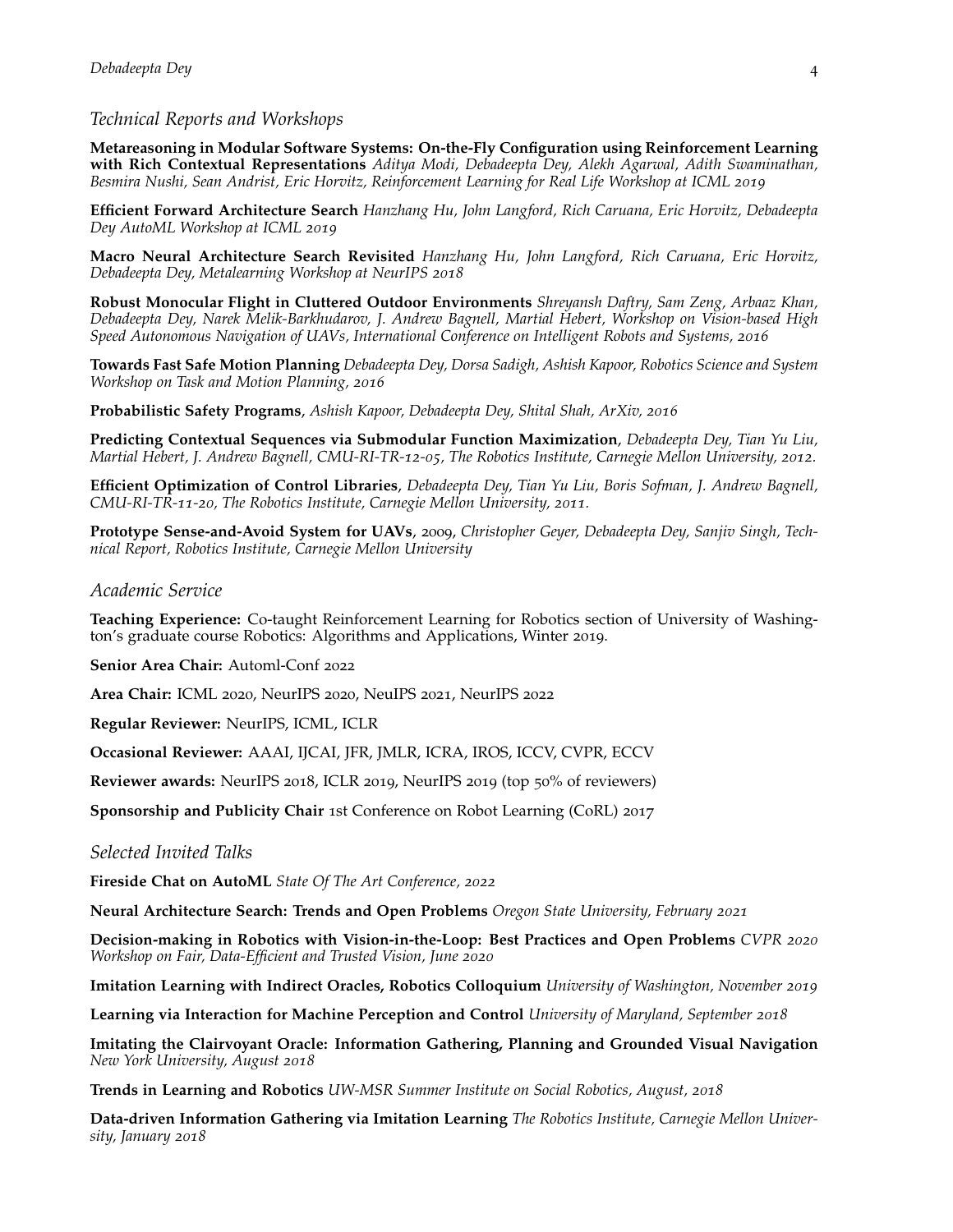## *Technical Reports and Workshops*

**Metareasoning in Modular Software Systems: On-the-Fly Configuration using Reinforcement Learning with Rich Contextual Representations** *Aditya Modi, Debadeepta Dey, Alekh Agarwal, Adith Swaminathan, Besmira Nushi, Sean Andrist, Eric Horvitz, Reinforcement Learning for Real Life Workshop at ICML 2019*

**Efficient Forward Architecture Search** *Hanzhang Hu, John Langford, Rich Caruana, Eric Horvitz, Debadeepta Dey AutoML Workshop at ICML 2019*

**Macro Neural Architecture Search Revisited** *Hanzhang Hu, John Langford, Rich Caruana, Eric Horvitz, Debadeepta Dey, Metalearning Workshop at NeurIPS 2018*

**Robust Monocular Flight in Cluttered Outdoor Environments** *Shreyansh Daftry, Sam Zeng, Arbaaz Khan, Debadeepta Dey, Narek Melik-Barkhudarov, J. Andrew Bagnell, Martial Hebert, Workshop on Vision-based High Speed Autonomous Navigation of UAVs, International Conference on Intelligent Robots and Systems, 2016*

**Towards Fast Safe Motion Planning** *Debadeepta Dey, Dorsa Sadigh, Ashish Kapoor, Robotics Science and System Workshop on Task and Motion Planning, 2016*

**Probabilistic Safety Programs**, *Ashish Kapoor, Debadeepta Dey, Shital Shah, ArXiv, 2016*

**Predicting Contextual Sequences via Submodular Function Maximization**, *Debadeepta Dey, Tian Yu Liu, Martial Hebert, J. Andrew Bagnell, CMU-RI-TR-12-05, The Robotics Institute, Carnegie Mellon University, 2012.*

**Efficient Optimization of Control Libraries**, *Debadeepta Dey, Tian Yu Liu, Boris Sofman, J. Andrew Bagnell, CMU-RI-TR-11-20, The Robotics Institute, Carnegie Mellon University, 2011.*

**Prototype Sense-and-Avoid System for UAVs**, 2009, *Christopher Geyer, Debadeepta Dey, Sanjiv Singh, Technical Report, Robotics Institute, Carnegie Mellon University*

## *Academic Service*

**Teaching Experience:** Co-taught Reinforcement Learning for Robotics section of University of Washington's graduate course Robotics: Algorithms and Applications, Winter 2019.

**Senior Area Chair:** Automl-Conf 2022

**Area Chair:** ICML 2020, NeurIPS 2020, NeuIPS 2021, NeurIPS 2022

**Regular Reviewer:** NeurIPS, ICML, ICLR

**Occasional Reviewer:** AAAI, IJCAI, JFR, JMLR, ICRA, IROS, ICCV, CVPR, ECCV

**Reviewer awards:** NeurIPS 2018, ICLR 2019, NeurIPS 2019 (top 50% of reviewers)

**Sponsorship and Publicity Chair** 1st Conference on Robot Learning (CoRL) 2017

## *Selected Invited Talks*

**Fireside Chat on AutoML** *State Of The Art Conference, 2022*

**Neural Architecture Search: Trends and Open Problems** *Oregon State University, February 2021*

**Decision-making in Robotics with Vision-in-the-Loop: Best Practices and Open Problems** *CVPR 2020 Workshop on Fair, Data-Efficient and Trusted Vision, June 2020*

**Imitation Learning with Indirect Oracles, Robotics Colloquium** *University of Washington, November 2019*

**Learning via Interaction for Machine Perception and Control** *University of Maryland, September 2018*

**Imitating the Clairvoyant Oracle: Information Gathering, Planning and Grounded Visual Navigation** *New York University, August 2018*

**Trends in Learning and Robotics** *UW-MSR Summer Institute on Social Robotics, August, 2018*

**Data-driven Information Gathering via Imitation Learning** *The Robotics Institute, Carnegie Mellon University, January 2018*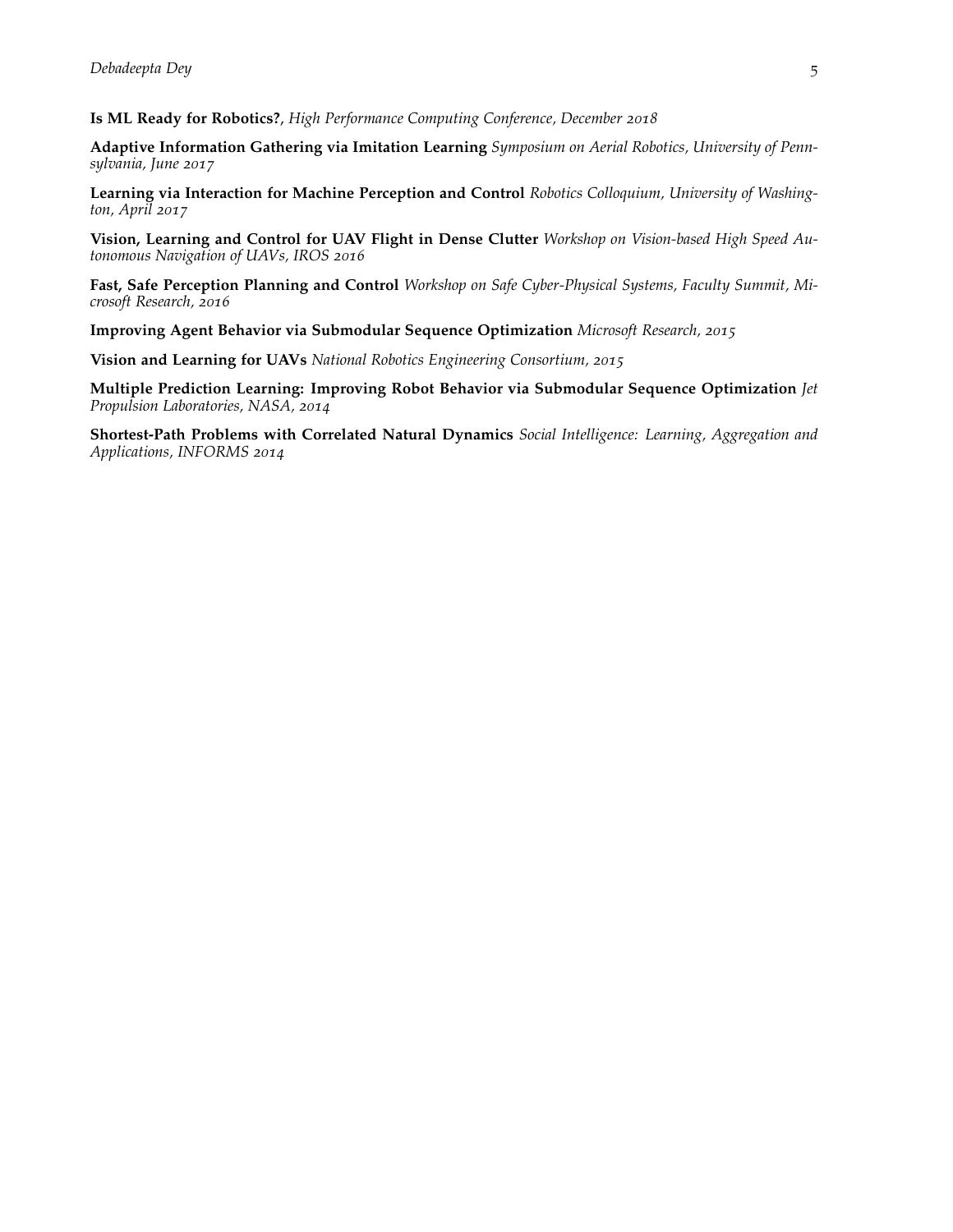**Is ML Ready for Robotics?**, *High Performance Computing Conference, December 2018*

**Adaptive Information Gathering via Imitation Learning** *Symposium on Aerial Robotics, University of Pennsylvania, June 2017*

**Learning via Interaction for Machine Perception and Control** *Robotics Colloquium, University of Washington, April 2017*

**Vision, Learning and Control for UAV Flight in Dense Clutter** *Workshop on Vision-based High Speed Autonomous Navigation of UAVs, IROS 2016*

**Fast, Safe Perception Planning and Control** *Workshop on Safe Cyber-Physical Systems, Faculty Summit, Microsoft Research, 2016*

**Improving Agent Behavior via Submodular Sequence Optimization** *Microsoft Research, 2015*

**Vision and Learning for UAVs** *National Robotics Engineering Consortium, 2015*

**Multiple Prediction Learning: Improving Robot Behavior via Submodular Sequence Optimization** *Jet Propulsion Laboratories, NASA, 2014*

**Shortest-Path Problems with Correlated Natural Dynamics** *Social Intelligence: Learning, Aggregation and Applications, INFORMS 2014*